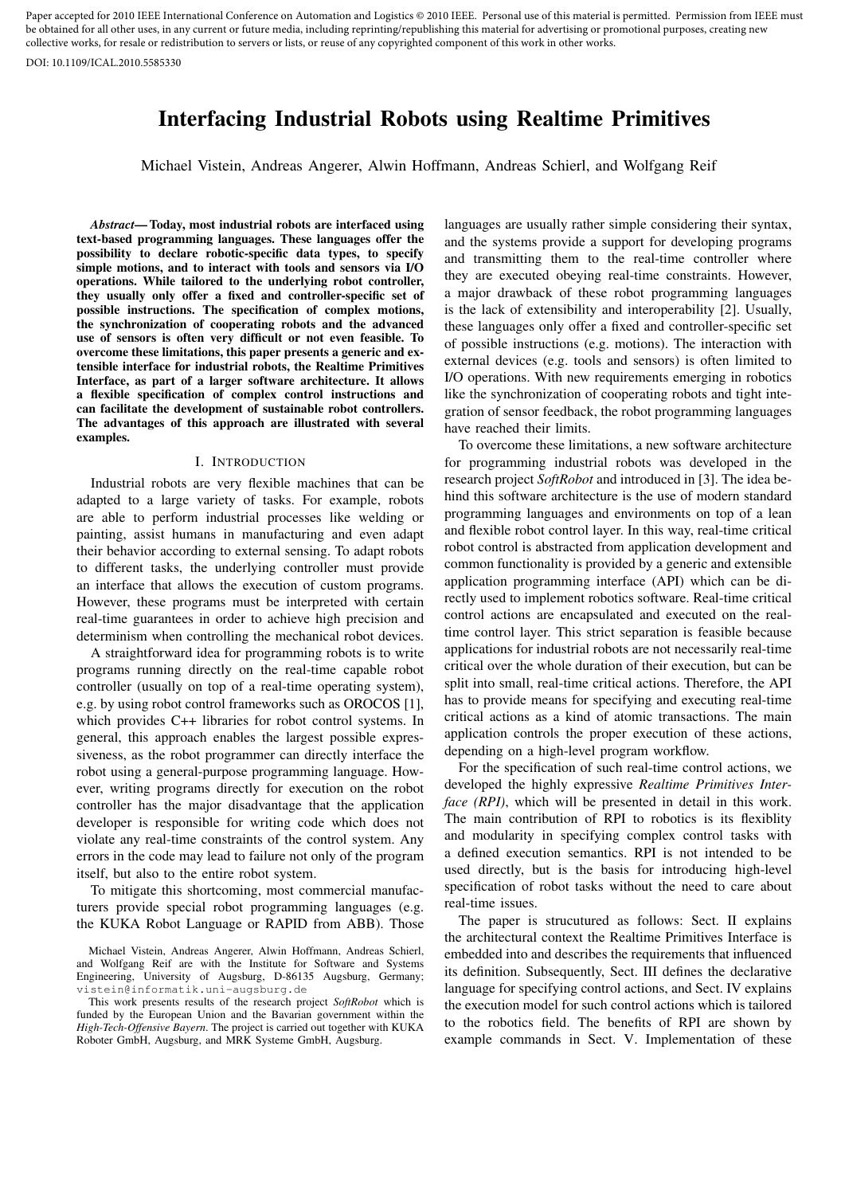Paper accepted for 2010 IEEE International Conference on Automation and Logistics © 2010 IEEE. Personal use of this material is permitted. Permission from IEEE must be obtained for all other uses, in any current or future media, including reprinting/republishing this material for advertising or promotional purposes, creating new collective works, for resale or redistribution to servers or lists, or reuse of any copyrighted component of this work in other works.

DOI: 10.1109/ICAL.2010.5585330

# Interfacing Industrial Robots using Realtime Primitives

Michael Vistein, Andreas Angerer, Alwin Hoffmann, Andreas Schierl, and Wolfgang Reif

***Abstract*— Today, most industrial robots are interfaced using text-based programming languages. These languages offer the possibility to declare robotic-specific data types, to specify simple motions, and to interact with tools and sensors via I/O operations. While tailored to the underlying robot controller, they usually only offer a fixed and controller-specific set of possible instructions. The specification of complex motions, the synchronization of cooperating robots and the advanced use of sensors is often very difficult or not even feasible. To overcome these limitations, this paper presents a generic and extensible interface for industrial robots, the Realtime Primitives Interface, as part of a larger software architecture. It allows a flexible specification of complex control instructions and can facilitate the development of sustainable robot controllers. The advantages of this approach are illustrated with several examples.**

## I. Introduction

Industrial robots are very flexible machines that can be adapted to a large variety of tasks. For example, robots are able to perform industrial processes like welding or painting, assist humans in manufacturing and even adapt their behavior according to external sensing. To adapt robots to different tasks, the underlying controller must provide an interface that allows the execution of custom programs. However, these programs must be interpreted with certain real-time guarantees in order to achieve high precision and determinism when controlling the mechanical robot devices.

A straightforward idea for programming robots is to write programs running directly on the real-time capable robot controller (usually on top of a real-time operating system), e.g. by using robot control frameworks such as OROCOS [1], which provides C++ libraries for robot control systems. In general, this approach enables the largest possible expressiveness, as the robot programmer can directly interface the robot using a general-purpose programming language. However, writing programs directly for execution on the robot controller has the major disadvantage that the application developer is responsible for writing code which does not violate any real-time constraints of the control system. Any errors in the code may lead to failure not only of the program itself, but also to the entire robot system.

To mitigate this shortcoming, most commercial manufacturers provide special robot programming languages (e.g. the KUKA Robot Language or RAPID from ABB). Those languages are usually rather simple considering their syntax, and the systems provide a support for developing programs and transmitting them to the real-time controller where they are executed obeying real-time constraints. However, a major drawback of these robot programming languages is the lack of extensibility and interoperability [2]. Usually, these languages only offer a fixed and controller-specific set of possible instructions (e.g. motions). The interaction with external devices (e.g. tools and sensors) is often limited to I/O operations. With new requirements emerging in robotics like the synchronization of cooperating robots and tight integration of sensor feedback, the robot programming languages have reached their limits.

To overcome these limitations, a new software architecture for programming industrial robots was developed in the research project *SoftRobot* and introduced in [3]. The idea behind this software architecture is the use of modern standard programming languages and environments on top of a lean and flexible robot control layer. In this way, real-time critical robot control is abstracted from application development and common functionality is provided by a generic and extensible application programming interface (API) which can be directly used to implement robotics software. Real-time critical control actions are encapsulated and executed on the real-time control layer. This strict separation is feasible because applications for industrial robots are not necessarily real-time critical over the whole duration of their execution, but can be split into small, real-time critical actions. Therefore, the API has to provide means for specifying and executing real-time critical actions as a kind of atomic transactions. The main application controls the proper execution of these actions, depending on a high-level program workflow.

For the specification of such real-time control actions, we developed the highly expressive *Realtime Primitives Interface (RPI)*, which will be presented in detail in this work. The main contribution of RPI to robotics is its flexiblity and modularity in specifying complex control tasks with a defined execution semantics. RPI is not intended to be used directly, but is the basis for introducing high-level specification of robot tasks without the need to care about real-time issues.

The paper is strucutured as follows: Sect. II explains the architectural context the Realtime Primitives Interface is embedded into and describes the requirements that influenced its definition. Subsequently, Sect. III defines the declarative language for specifying control actions, and Sect. IV explains the execution model for such control actions which is tailored to the robotics field. The benefits of RPI are shown by example commands in Sect. V. Implementation of these

Michael Vistein, Andreas Angerer, Alwin Hoffmann, Andreas Schierl, and Wolfgang Reif are with the Institute for Software and Systems Engineering, University of Augsburg, D-86135 Augsburg, Germany; vistein@informatik.uni-augsburg.de

This work presents results of the research project *SoftRobot* which is funded by the European Union and the Bavarian government within the *High-Tech-Offensive Bayern*. The project is carried out together with KUKA Roboter GmbH, Augsburg, and MRK Systeme GmbH, Augsburg.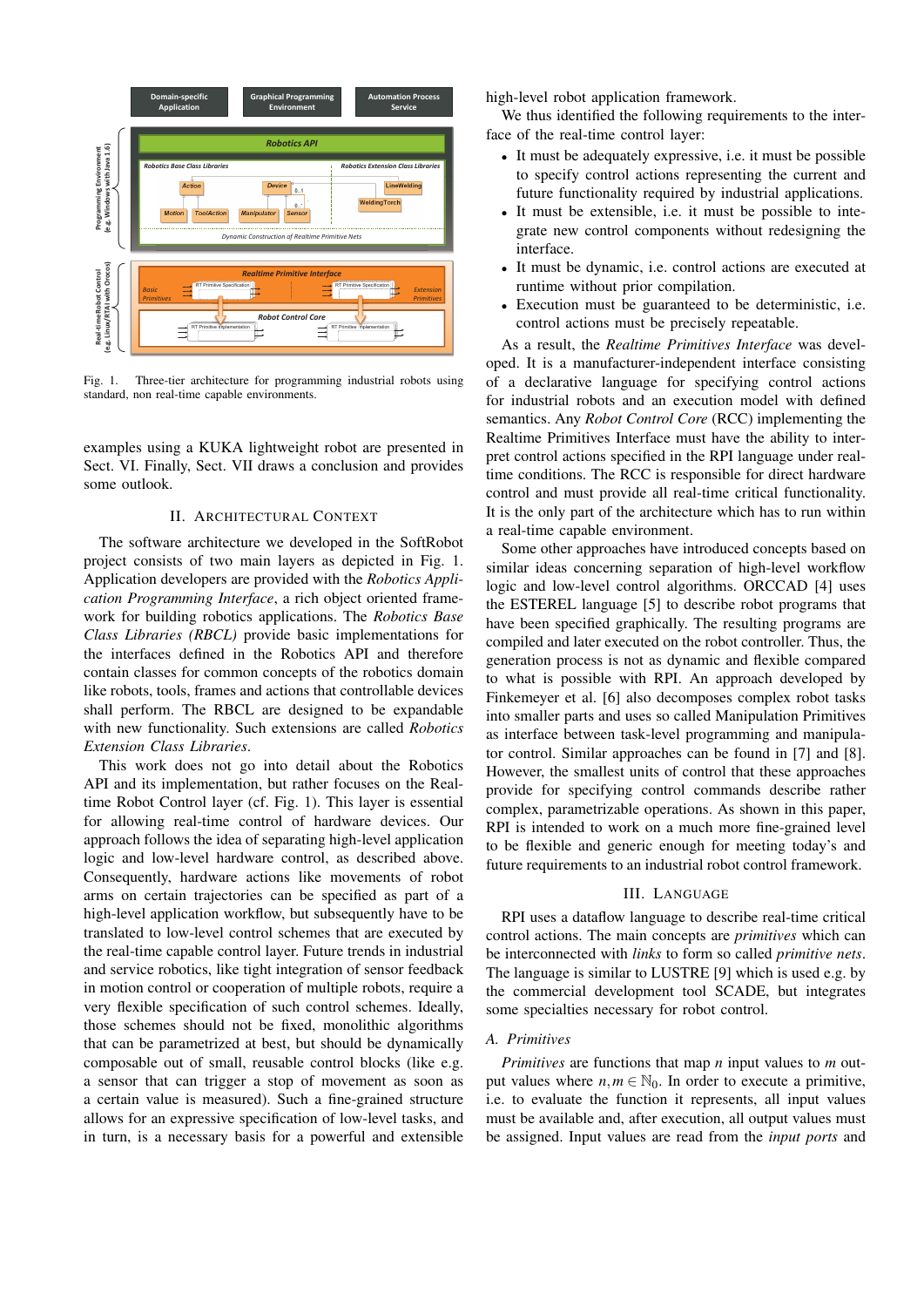Fig. 1. Three-tier architecture for programming industrial robots using standard, non real-time capable environments.

examples using a KUKA lightweight robot are presented in Sect. VI. Finally, Sect. VII draws a conclusion and provides some outlook.

## II. Architectural Context

The software architecture we developed in the SoftRobot project consists of two main layers as depicted in Fig. 1. Application developers are provided with the *Robotics Application Programming Interface*, a rich object oriented framework for building robotics applications. The *Robotics Base Class Libraries (RBCL)* provide basic implementations for the interfaces defined in the Robotics API and therefore contain classes for common concepts of the robotics domain like robots, tools, frames and actions that controllable devices shall perform. The RBCL are designed to be expandable with new functionality. Such extensions are called *Robotics Extension Class Libraries*.

This work does not go into detail about the Robotics API and its implementation, but rather focuses on the Real-time Robot Control layer (cf. Fig. 1). This layer is essential for allowing real-time control of hardware devices. Our approach follows the idea of separating high-level application logic and low-level hardware control, as described above. Consequently, hardware actions like movements of robot arms on certain trajectories can be specified as part of a high-level application workflow, but subsequently have to be translated to low-level control schemes that are executed by the real-time capable control layer. Future trends in industrial and service robotics, like tight integration of sensor feedback in motion control or cooperation of multiple robots, require a very flexible specification of such control schemes. Ideally, those schemes should not be fixed, monolithic algorithms that can be parametrized at best, but should be dynamically composable out of small, reusable control blocks (like e.g. a sensor that can trigger a stop of movement as soon as a certain value is measured). Such a fine-grained structure allows for an expressive specification of low-level tasks, and in turn, is a necessary basis for a powerful and extensible high-level robot application framework.

We thus identified the following requirements to the interface of the real-time control layer:

- It must be adequately expressive, i.e. it must be possible to specify control actions representing the current and future functionality required by industrial applications.
- It must be extensible, i.e. it must be possible to integrate new control components without redesigning the interface.
- It must be dynamic, i.e. control actions are executed at runtime without prior compilation.
- Execution must be guaranteed to be deterministic, i.e. control actions must be precisely repeatable.

As a result, the *Realtime Primitives Interface* was developed. It is a manufacturer-independent interface consisting of a declarative language for specifying control actions for industrial robots and an execution model with defined semantics. Any *Robot Control Core* (RCC) implementing the Realtime Primitives Interface must have the ability to interpret control actions specified in the RPI language under real-time conditions. The RCC is responsible for direct hardware control and must provide all real-time critical functionality. It is the only part of the architecture which has to run within a real-time capable environment.

Some other approaches have introduced concepts based on similar ideas concerning separation of high-level workflow logic and low-level control algorithms. ORCCAD [4] uses the ESTEREL language [5] to describe robot programs that have been specified graphically. The resulting programs are compiled and later executed on the robot controller. Thus, the generation process is not as dynamic and flexible compared to what is possible with RPI. An approach developed by Finkemeyer et al. [6] also decomposes complex robot tasks into smaller parts and uses so called Manipulation Primitives as interface between task-level programming and manipulator control. Similar approaches can be found in [7] and [8]. However, the smallest units of control that these approaches provide for specifying control commands describe rather complex, parametrizable operations. As shown in this paper, RPI is intended to work on a much more fine-grained level to be flexible and generic enough for meeting today's and future requirements to an industrial robot control framework.

## III. Language

RPI uses a dataflow language to describe real-time critical control actions. The main concepts are *primitives* which can be interconnected with *links* to form so called *primitive nets*. The language is similar to LUSTRE [9] which is used e.g. by the commercial development tool SCADE, but integrates some specialties necessary for robot control.

### A. Primitives

*Primitives* are functions that map $n$ input values to $m$ output values where $n, m \in \mathbb{N}_0$. In order to execute a primitive, i.e. to evaluate the function it represents, all input values must be available and, after execution, all output values must be assigned. Input values are read from the *input ports* and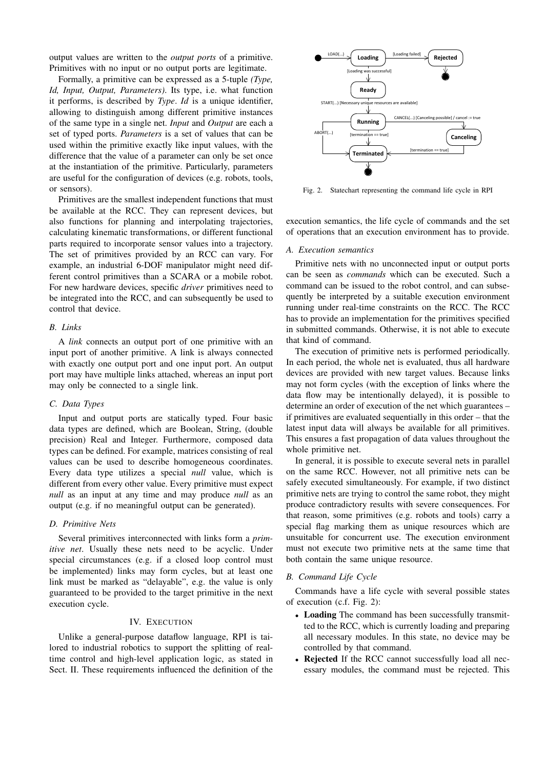output values are written to the *output ports* of a primitive. Primitives with no input or no output ports are legitimate.

Formally, a primitive can be expressed as a 5-tuple *(Type, Id, Input, Output, Parameters)*. Its type, i.e. what function it performs, is described by *Type*. *Id* is a unique identifier, allowing to distinguish among different primitive instances of the same type in a single net. *Input* and *Output* are each a set of typed ports. *Parameters* is a set of values that can be used within the primitive exactly like input values, with the difference that the value of a parameter can only be set once at the instantiation of the primitive. Particularly, parameters are useful for the configuration of devices (e.g. robots, tools, or sensors).

Primitives are the smallest independent functions that must be available at the RCC. They can represent devices, but also functions for planning and interpolating trajectories, calculating kinematic transformations, or different functional parts required to incorporate sensor values into a trajectory. The set of primitives provided by an RCC can vary. For example, an industrial 6-DOF manipulator might need different control primitives than a SCARA or a mobile robot. For new hardware devices, specific *driver* primitives need to be integrated into the RCC, and can subsequently be used to control that device.

### B. Links

A *link* connects an output port of one primitive with an input port of another primitive. A link is always connected with exactly one output port and one input port. An output port may have multiple links attached, whereas an input port may only be connected to a single link.

### C. Data Types

Input and output ports are statically typed. Four basic data types are defined, which are Boolean, String, (double precision) Real and Integer. Furthermore, composed data types can be defined. For example, matrices consisting of real values can be used to describe homogeneous coordinates. Every data type utilizes a special *null* value, which is different from every other value. Every primitive must expect *null* as an input at any time and may produce *null* as an output (e.g. if no meaningful output can be generated).

### D. Primitive Nets

Several primitives interconnected with links form a *primitive net*. Usually these nets need to be acyclic. Under special circumstances (e.g. if a closed loop control must be implemented) links may form cycles, but at least one link must be marked as "delayable", e.g. the value is only guaranteed to be provided to the target primitive in the next execution cycle.

## IV. Execution

Unlike a general-purpose dataflow language, RPI is tailored to industrial robotics to support the splitting of real-time control and high-level application logic, as stated in Sect. II. These requirements influenced the definition of the execution semantics, the life cycle of commands and the set of operations that an execution environment has to provide.

Fig. 2. Statechart representing the command life cycle in RPI

### A. Execution semantics

Primitive nets with no unconnected input or output ports can be seen as *commands* which can be executed. Such a command can be issued to the robot control, and can subsequently be interpreted by a suitable execution environment running under real-time constraints on the RCC. The RCC has to provide an implementation for the primitives specified in submitted commands. Otherwise, it is not able to execute that kind of command.

The execution of primitive nets is performed periodically. In each period, the whole net is evaluated, thus all hardware devices are provided with new target values. Because links may not form cycles (with the exception of links where the data flow may be intentionally delayed), it is possible to determine an order of execution of the net which guarantees – if primitives are evaluated sequentially in this order – that the latest input data will always be available for all primitives. This ensures a fast propagation of data values throughout the whole primitive net.

In general, it is possible to execute several nets in parallel on the same RCC. However, not all primitive nets can be safely executed simultaneously. For example, if two distinct primitive nets are trying to control the same robot, they might produce contradictory results with severe consequences. For that reason, some primitives (e.g. robots and tools) carry a special flag marking them as unique resources which are unsuitable for concurrent use. The execution environment must not execute two primitive nets at the same time that both contain the same unique resource.

### B. Command Life Cycle

Commands have a life cycle with several possible states of execution (c.f. Fig. 2):

- **Loading** The command has been successfully transmitted to the RCC, which is currently loading and preparing all necessary modules. In this state, no device may be controlled by that command.
- **Rejected** If the RCC cannot successfully load all necessary modules, the command must be rejected. This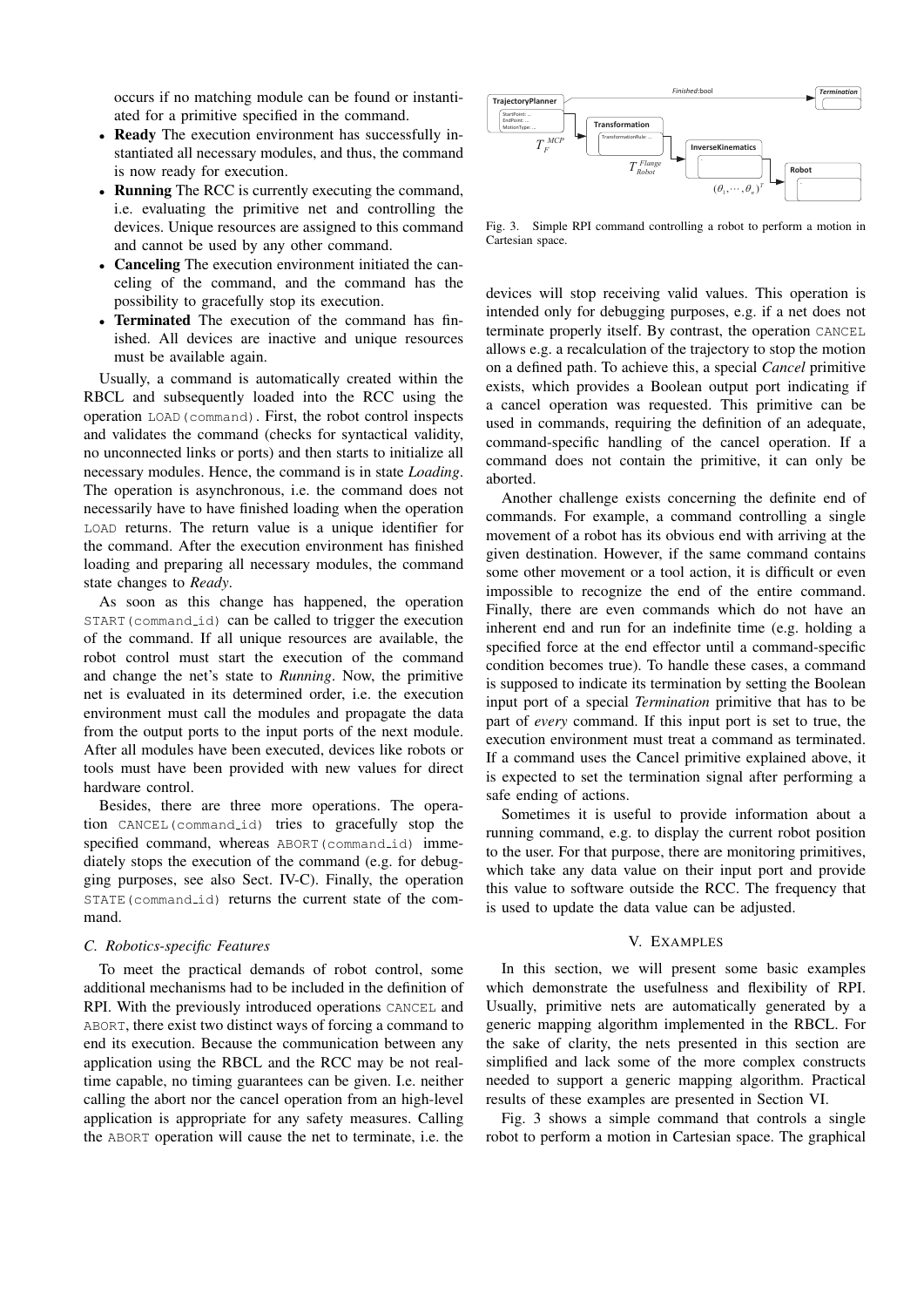occurs if no matching module can be found or instantiated for a primitive specified in the command.

- **Ready** The execution environment has successfully instantiated all necessary modules, and thus, the command is now ready for execution.
- **Running** The RCC is currently executing the command, i.e. evaluating the primitive net and controlling the devices. Unique resources are assigned to this command and cannot be used by any other command.
- **Canceling** The execution environment initiated the canceling of the command, and the command has the possibility to gracefully stop its execution.
- **Terminated** The execution of the command has finished. All devices are inactive and unique resources must be available again.

Usually, a command is automatically created within the RBCL and subsequently loaded into the RCC using the operation `LOAD(command)`. First, the robot control inspects and validates the command (checks for syntactical validity, no unconnected links or ports) and then starts to initialize all necessary modules. Hence, the command is in state *Loading*. The operation is asynchronous, i.e. the command does not necessarily have to have finished loading when the operation `LOAD` returns. The return value is a unique identifier for the command. After the execution environment has finished loading and preparing all necessary modules, the command state changes to *Ready*.

As soon as this change has happened, the operation `START(command_id)` can be called to trigger the execution of the command. If all unique resources are available, the robot control must start the execution of the command and change the net's state to *Running*. Now, the primitive net is evaluated in its determined order, i.e. the execution environment must call the modules and propagate the data from the output ports to the input ports of the next module. After all modules have been executed, devices like robots or tools must have been provided with new values for direct hardware control.

Besides, there are three more operations. The operation `CANCEL(command_id)` tries to gracefully stop the specified command, whereas `ABORT(command_id)` immediately stops the execution of the command (e.g. for debugging purposes, see also Sect. IV-C). Finally, the operation `STATE(command_id)` returns the current state of the command.

### C. Robotics-specific Features

To meet the practical demands of robot control, some additional mechanisms had to be included in the definition of RPI. With the previously introduced operations `CANCEL` and `ABORT`, there exist two distinct ways of forcing a command to end its execution. Because the communication between any application using the RBCL and the RCC may be not real-time capable, no timing guarantees can be given. I.e. neither calling the abort nor the cancel operation from an high-level application is appropriate for any safety measures. Calling the `ABORT` operation will cause the net to terminate, i.e. the devices will stop receiving valid values. This operation is intended only for debugging purposes, e.g. if a net does not terminate properly itself. By contrast, the operation `CANCEL` allows e.g. a recalculation of the trajectory to stop the motion on a defined path. To achieve this, a special *Cancel* primitive exists, which provides a Boolean output port indicating if a cancel operation was requested. This primitive can be used in commands, requiring the definition of an adequate, command-specific handling of the cancel operation. If a command does not contain the primitive, it can only be aborted.

Another challenge exists concerning the definite end of commands. For example, a command controlling a single movement of a robot has its obvious end with arriving at the given destination. However, if the same command contains some other movement or a tool action, it is difficult or even impossible to recognize the end of the entire command. Finally, there are even commands which do not have an inherent end and run for an indefinite time (e.g. holding a specified force at the end effector until a command-specific condition becomes true). To handle these cases, a command is supposed to indicate its termination by setting the Boolean input port of a special *Termination* primitive that has to be part of *every* command. If this input port is set to true, the execution environment must treat a command as terminated. If a command uses the Cancel primitive explained above, it is expected to set the termination signal after performing a safe ending of actions.

Sometimes it is useful to provide information about a running command, e.g. to display the current robot position to the user. For that purpose, there are monitoring primitives, which take any data value on their input port and provide this value to software outside the RCC. The frequency that is used to update the data value can be adjusted.

## V. Examples

In this section, we will present some basic examples which demonstrate the usefulness and flexibility of RPI. Usually, primitive nets are automatically generated by a generic mapping algorithm implemented in the RBCL. For the sake of clarity, the nets presented in this section are simplified and lack some of the more complex constructs needed to support a generic mapping algorithm. Practical results of these examples are presented in Section VI.

Fig. 3 shows a simple command that controls a single robot to perform a motion in Cartesian space. The graphical

Fig. 3. Simple RPI command controlling a robot to perform a motion in Cartesian space.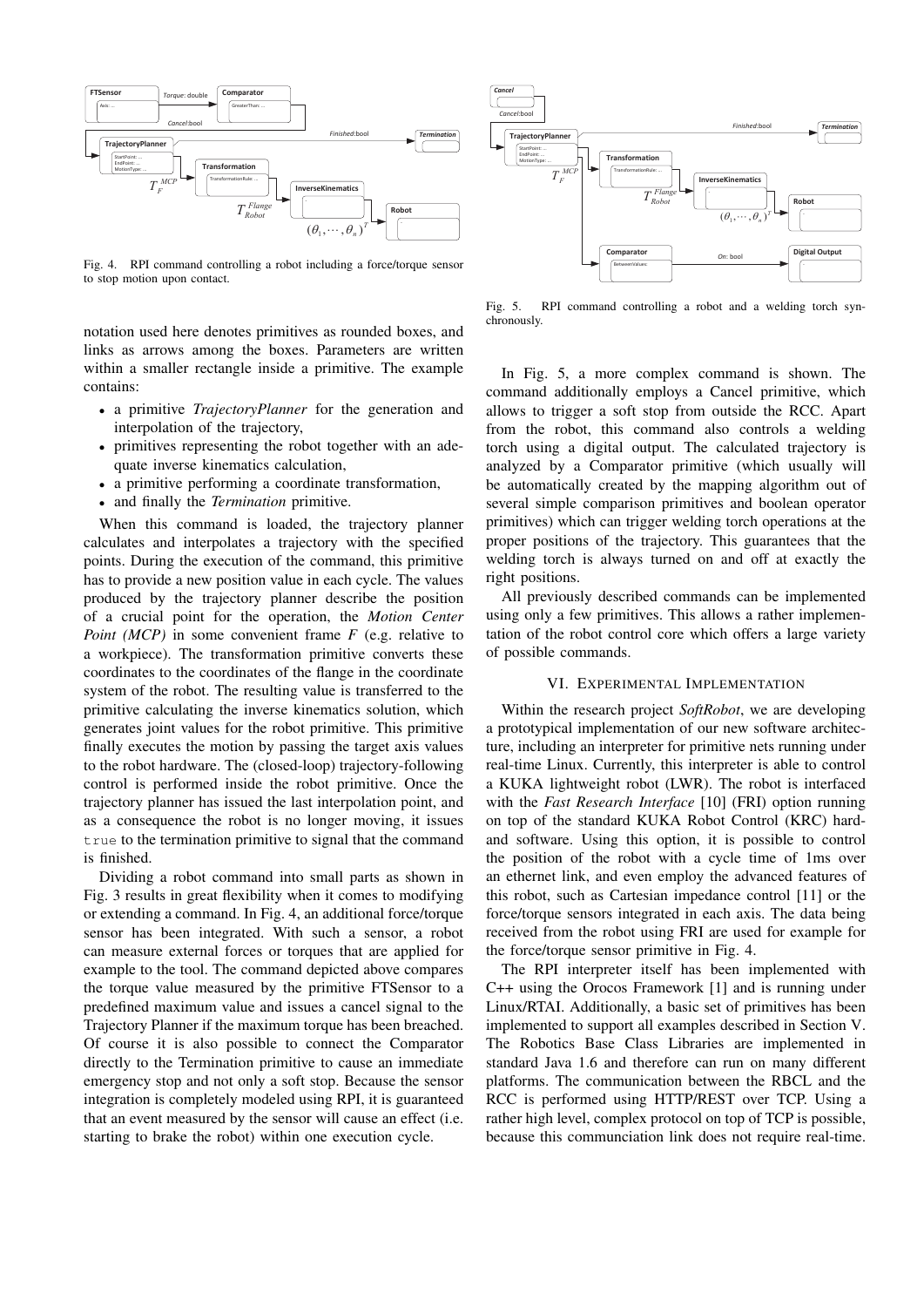Fig. 4. RPI command controlling a robot including a force/torque sensor to stop motion upon contact.

notation used here denotes primitives as rounded boxes, and links as arrows among the boxes. Parameters are written within a smaller rectangle inside a primitive. The example contains:

- a primitive *TrajectoryPlanner* for the generation and interpolation of the trajectory,
- primitives representing the robot together with an adequate inverse kinematics calculation,
- a primitive performing a coordinate transformation,
- and finally the *Termination* primitive.

When this command is loaded, the trajectory planner calculates and interpolates a trajectory with the specified points. During the execution of the command, this primitive has to provide a new position value in each cycle. The values produced by the trajectory planner describe the position of a crucial point for the operation, the *Motion Center Point (MCP)* in some convenient frame *F* (e.g. relative to a workpiece). The transformation primitive converts these coordinates to the coordinates of the flange in the coordinate system of the robot. The resulting value is transferred to the primitive calculating the inverse kinematics solution, which generates joint values for the robot primitive. This primitive finally executes the motion by passing the target axis values to the robot hardware. The (closed-loop) trajectory-following control is performed inside the robot primitive. Once the trajectory planner has issued the last interpolation point, and as a consequence the robot is no longer moving, it issues `true` to the termination primitive to signal that the command is finished.

Dividing a robot command into small parts as shown in Fig. 3 results in great flexibility when it comes to modifying or extending a command. In Fig. 4, an additional force/torque sensor has been integrated. With such a sensor, a robot can measure external forces or torques that are applied for example to the tool. The command depicted above compares the torque value measured by the primitive FTSensor to a predefined maximum value and issues a cancel signal to the Trajectory Planner if the maximum torque has been breached. Of course it is also possible to connect the Comparator directly to the Termination primitive to cause an immediate emergency stop and not only a soft stop. Because the sensor integration is completely modeled using RPI, it is guaranteed that an event measured by the sensor will cause an effect (i.e. starting to brake the robot) within one execution cycle.

Fig. 5. RPI command controlling a robot and a welding torch synchronously.

In Fig. 5, a more complex command is shown. The command additionally employs a Cancel primitive, which allows to trigger a soft stop from outside the RCC. Apart from the robot, this command also controls a welding torch using a digital output. The calculated trajectory is analyzed by a Comparator primitive (which usually will be automatically created by the mapping algorithm out of several simple comparison primitives and boolean operator primitives) which can trigger welding torch operations at the proper positions of the trajectory. This guarantees that the welding torch is always turned on and off at exactly the right positions.

All previously described commands can be implemented using only a few primitives. This allows a rather implementation of the robot control core which offers a large variety of possible commands.

## VI. Experimental Implementation

Within the research project *SoftRobot*, we are developing a prototypical implementation of our new software architecture, including an interpreter for primitive nets running under real-time Linux. Currently, this interpreter is able to control a KUKA lightweight robot (LWR). The robot is interfaced with the *Fast Research Interface* [10] (FRI) option running on top of the standard KUKA Robot Control (KRC) hard- and software. Using this option, it is possible to control the position of the robot with a cycle time of 1ms over an ethernet link, and even employ the advanced features of this robot, such as Cartesian impedance control [11] or the force/torque sensors integrated in each axis. The data being received from the robot using FRI are used for example for the force/torque sensor primitive in Fig. 4.

The RPI interpreter itself has been implemented with C++ using the Orocos Framework [1] and is running under Linux/RTAI. Additionally, a basic set of primitives has been implemented to support all examples described in Section V. The Robotics Base Class Libraries are implemented in standard Java 1.6 and therefore can run on many different platforms. The communication between the RBCL and the RCC is performed using HTTP/REST over TCP. Using a rather high level, complex protocol on top of TCP is possible, because this communciation link does not require real-time.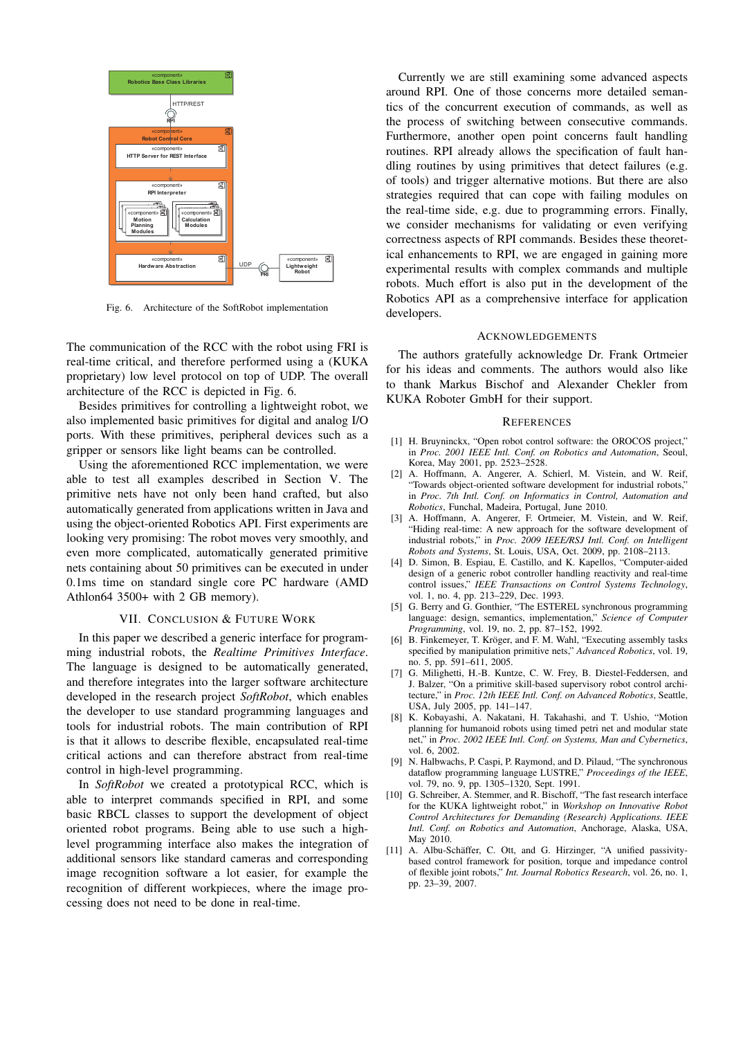«component»
Robotics Base Class Libraries

HTTP/REST

RPI

«component»
Robot Control Core

«component»
HTTP Server for REST interface

«component»
RPI Interpreter

«component»
Motion Planning Modules

«component»
Calculation Modules

«component»
Hardware Abstraction

UDP

FRI

«component»
Lightweight Robot

Fig. 6. Architecture of the SoftRobot implementation

The communication of the RCC with the robot using FRI is real-time critical, and therefore performed using a (KUKA proprietary) low level protocol on top of UDP. The overall architecture of the RCC is depicted in Fig. 6.

Besides primitives for controlling a lightweight robot, we also implemented basic primitives for digital and analog I/O ports. With these primitives, peripheral devices such as a gripper or sensors like light beams can be controlled.

Using the aforementioned RCC implementation, we were able to test all examples described in Section V. The primitive nets have not only been hand crafted, but also automatically generated from applications written in Java and using the object-oriented Robotics API. First experiments are looking very promising: The robot moves very smoothly, and even more complicated, automatically generated primitive nets containing about 50 primitives can be executed in under 0.1ms time on standard single core PC hardware (AMD Athlon64 3500+ with 2 GB memory).

## VII. Conclusion & Future Work

In this paper we described a generic interface for programming industrial robots, the *Realtime Primitives Interface*. The language is designed to be automatically generated, and therefore integrates into the larger software architecture developed in the research project *SoftRobot*, which enables the developer to use standard programming languages and tools for industrial robots. The main contribution of RPI is that it allows to describe flexible, encapsulated real-time critical actions and can therefore abstract from real-time control in high-level programming.

In *SoftRobot* we created a prototypical RCC, which is able to interpret commands specified in RPI, and some basic RBCL classes to support the development of object oriented robot programs. Being able to use such a high-level programming interface also makes the integration of additional sensors like standard cameras and corresponding image recognition software a lot easier, for example the recognition of different workpieces, where the image processing does not need to be done in real-time.

Currently we are still examining some advanced aspects around RPI. One of those concerns more detailed semantics of the concurrent execution of commands, as well as the process of switching between consecutive commands. Furthermore, another open point concerns fault handling routines. RPI already allows the specification of fault handling routines by using primitives that detect failures (e.g. of tools) and trigger alternative motions. But there are also strategies required that can cope with failing modules on the real-time side, e.g. due to programming errors. Finally, we consider mechanisms for validating or even verifying correctness aspects of RPI commands. Besides these theoretical enhancements to RPI, we are engaged in gaining more experimental results with complex commands and multiple robots. Much effort is also put in the development of the Robotics API as a comprehensive interface for application developers.

## Acknowledgements

The authors gratefully acknowledge Dr. Frank Ortmeier for his ideas and comments. The authors would also like to thank Markus Bischof and Alexander Chekler from KUKA Roboter GmbH for their support.

## References

[1] H. Bruyninckx, "Open robot control software: the OROCOS project," in *Proc. 2001 IEEE Intl. Conf. on Robotics and Automation*, Seoul, Korea, May 2001, pp. 2523–2528.

[2] A. Hoffmann, A. Angerer, A. Schierl, M. Vistein, and W. Reif, "Towards object-oriented software development for industrial robots," in *Proc. 7th Intl. Conf. on Informatics in Control, Automation and Robotics*, Funchal, Madeira, Portugal, June 2010.

[3] A. Hoffmann, A. Angerer, F. Ortmeier, M. Vistein, and W. Reif, "Hiding real-time: A new approach for the software development of industrial robots," in *Proc. 2009 IEEE/RSJ Intl. Conf. on Intelligent Robots and Systems*, St. Louis, USA, Oct. 2009, pp. 2108–2113.

[4] D. Simon, B. Espiau, E. Castillo, and K. Kapellos, "Computer-aided design of a generic robot controller handling reactivity and real-time control issues," *IEEE Transactions on Control Systems Technology*, vol. 1, no. 4, pp. 213–229, Dec. 1993.

[5] G. Berry and G. Gonthier, "The ESTEREL synchronous programming language: design, semantics, implementation," *Science of Computer Programming*, vol. 19, no. 2, pp. 87–152, 1992.

[6] B. Finkemeyer, T. Kröger, and F. M. Wahl, "Executing assembly tasks specified by manipulation primitive nets," *Advanced Robotics*, vol. 19, no. 5, pp. 591–611, 2005.

[7] G. Milighetti, H.-B. Kuntze, C. W. Frey, B. Diestel-Feddersen, and J. Balzer, "On a primitive skill-based supervisory robot control architecture," in *Proc. 12th IEEE Intl. Conf. on Advanced Robotics*, Seattle, USA, July 2005, pp. 141–147.

[8] K. Kobayashi, A. Nakatani, H. Takahashi, and T. Ushio, "Motion planning for humanoid robots using timed petri net and modular state net," in *Proc. 2002 IEEE Intl. Conf. on Systems, Man and Cybernetics*, vol. 6, 2002.

[9] N. Halbwachs, P. Caspi, P. Raymond, and D. Pilaud, "The synchronous dataflow programming language LUSTRE," *Proceedings of the IEEE*, vol. 79, no. 9, pp. 1305–1320, Sept. 1991.

[10] G. Schreiber, A. Stemmer, and R. Bischoff, "The fast research interface for the KUKA lightweight robot," in *Workshop on Innovative Robot Control Architectures for Demanding (Research) Applications. IEEE Intl. Conf. on Robotics and Automation*, Anchorage, Alaska, USA, May 2010.

[11] A. Albu-Schäffer, C. Ott, and G. Hirzinger, "A unified passivity-based control framework for position, torque and impedance control of flexible joint robots," *Int. Journal Robotics Research*, vol. 26, no. 1, pp. 23–39, 2007.